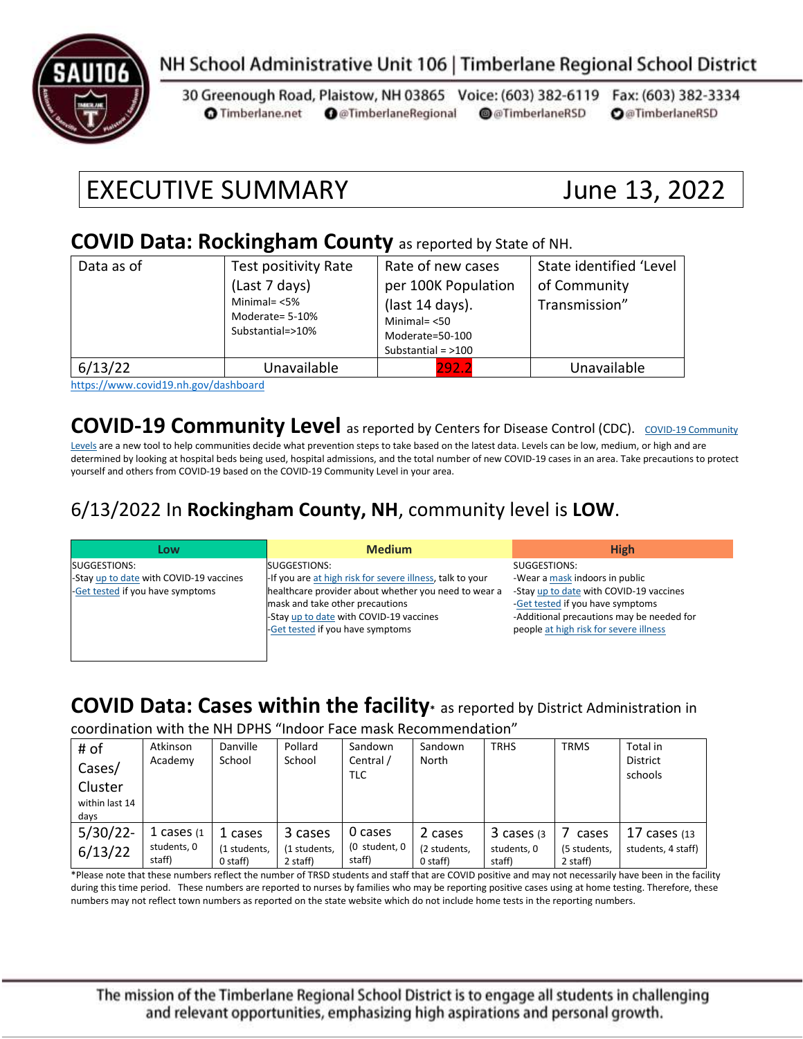NH School Administrative Unit 106 | Timberlane Regional School District

30 Greenough Road, Plaistow, NH 03865 Voice: (603) 382-6119 Fax: (603) 382-3334

Timberlane.net @TimberlaneRegional @TimberlaneRSD @TimberlaneRSD

# EXECUTIVE SUMMARY June 13, 2022

## COVID Data: Rockingham County as reported by State of NH.

| Data as of | Test positivity Rate (Last 7 days) Minimal= <5% Moderate= 5-10% Substantial=>10% | Rate of new cases per 100K Population (last 14 days). Minimal= <50 Moderate=50-100 Substantial = >100 | State identified 'Level of Community Transmission" |
|---|---|---|---|
| 6/13/22 | Unavailable | 292.2 | Unavailable |

https://www.covid19.nh.gov/dashboard

## COVID-19 Community Level as reported by Centers for Disease Control (CDC).

COVID-19 Community Levels are a new tool to help communities decide what prevention steps to take based on the latest data. Levels can be low, medium, or high and are determined by looking at hospital beds being used, hospital admissions, and the total number of new COVID-19 cases in an area. Take precautions to protect yourself and others from COVID-19 based on the COVID-19 Community Level in your area.

### 6/13/2022 In **Rockingham County, NH**, community level is **LOW**.

| Low | Medium | High |
|---|---|---|
| SUGGESTIONS:<br>-Stay up to date with COVID-19 vaccines<br>-Get tested if you have symptoms | SUGGESTIONS:<br>-If you are at high risk for severe illness, talk to your healthcare provider about whether you need to wear a mask and take other precautions<br>-Stay up to date with COVID-19 vaccines<br>-Get tested if you have symptoms | SUGGESTIONS:<br>-Wear a mask indoors in public<br>-Stay up to date with COVID-19 vaccines<br>-Get tested if you have symptoms<br>-Additional precautions may be needed for people at high risk for severe illness |

## COVID Data: Cases within the facility* as reported by District Administration in coordination with the NH DPHS "Indoor Face mask Recommendation"

| # of Cases/ Cluster within last 14 days | Atkinson Academy | Danville School | Pollard School | Sandown Central / TLC | Sandown North | TRHS | TRMS | Total in District schools |
|---|---|---|---|---|---|---|---|---|
| 5/30/22-6/13/22 | 1 cases (1 students, 0 staff) | 1 cases (1 students, 0 staff) | 3 cases (1 students, 2 staff) | 0 cases (0 student, 0 staff) | 2 cases (2 students, 0 staff) | 3 cases (3 students, 0 staff) | 7 cases (5 students, 2 staff) | 17 cases (13 students, 4 staff) |

*Please note that these numbers reflect the number of TRSD students and staff that are COVID positive and may not necessarily have been in the facility during this time period. These numbers are reported to nurses by families who may be reporting positive cases using at home testing. Therefore, these numbers may not reflect town numbers as reported on the state website which do not include home tests in the reporting numbers.

The mission of the Timberlane Regional School District is to engage all students in challenging and relevant opportunities, emphasizing high aspirations and personal growth.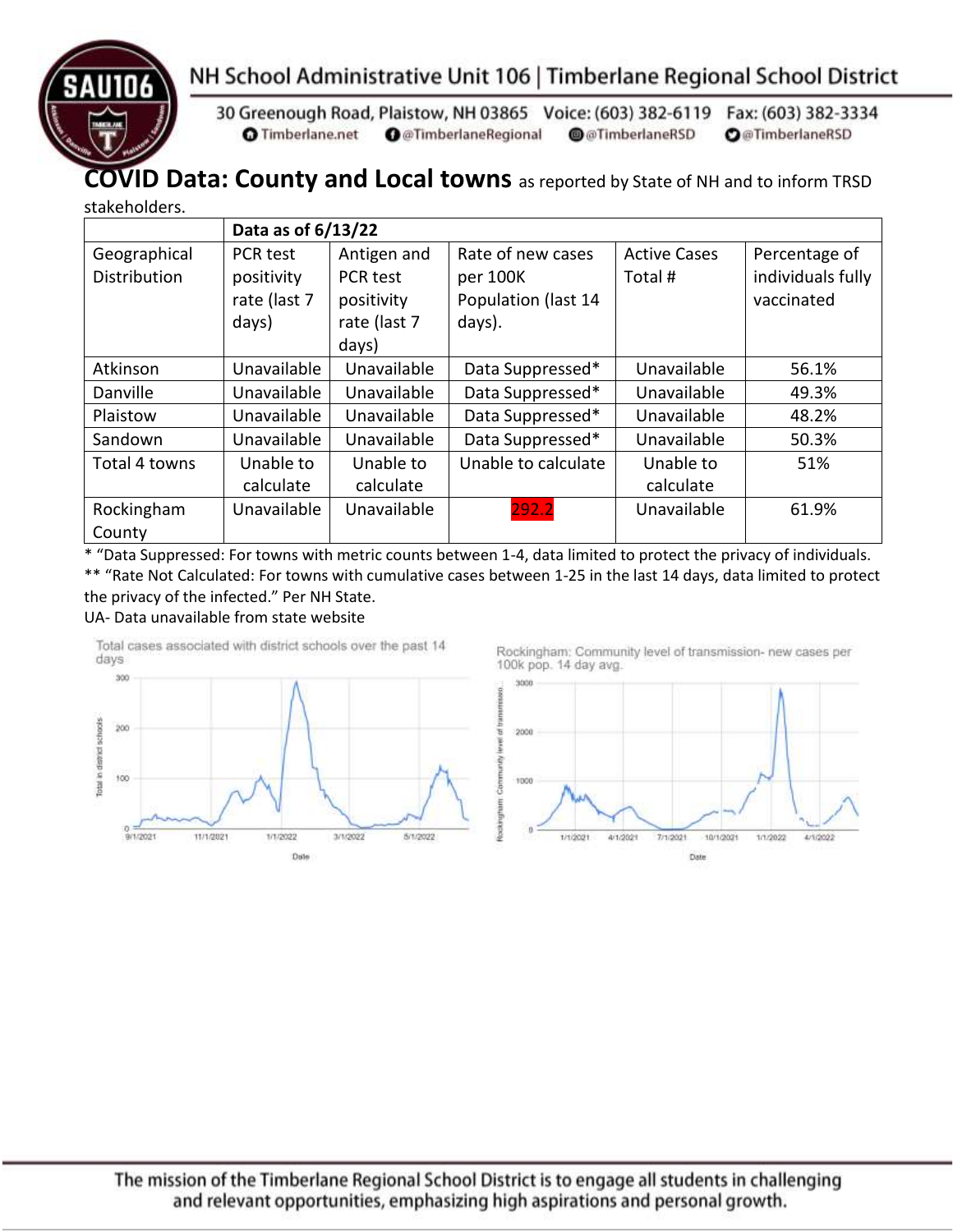NH School Administrative Unit 106 | Timberlane Regional School District

30 Greenough Road, Plaistow, NH 03865 Voice: (603) 382-6119 Fax: (603) 382-3334
Timberlane.net @TimberlaneRegional @TimberlaneRSD @TimberlaneRSD

## COVID Data: County and Local towns as reported by State of NH and to inform TRSD stakeholders.

| | Data as of 6/13/22 | | | | |
|---|---|---|---|---|---|
| Geographical Distribution | PCR test positivity rate (last 7 days) | Antigen and PCR test positivity rate (last 7 days) | Rate of new cases per 100K Population (last 14 days). | Active Cases Total # | Percentage of individuals fully vaccinated |
| Atkinson | Unavailable | Unavailable | Data Suppressed* | Unavailable | 56.1% |
| Danville | Unavailable | Unavailable | Data Suppressed* | Unavailable | 49.3% |
| Plaistow | Unavailable | Unavailable | Data Suppressed* | Unavailable | 48.2% |
| Sandown | Unavailable | Unavailable | Data Suppressed* | Unavailable | 50.3% |
| Total 4 towns | Unable to calculate | Unable to calculate | Unable to calculate | Unable to calculate | 51% |
| Rockingham County | Unavailable | Unavailable | 292.2 | Unavailable | 61.9% |

\* "Data Suppressed: For towns with metric counts between 1-4, data limited to protect the privacy of individuals.

\*\* "Rate Not Calculated: For towns with cumulative cases between 1-25 in the last 14 days, data limited to protect the privacy of the infected." Per NH State.

UA- Data unavailable from state website

Total cases associated with district schools over the past 14 days

Total in district schools

300
200
100
0

9/1/2021 11/1/2021 1/1/2022 3/1/2022 5/1/2022

Date

Rockingham: Community level of transmission- new cases per 100k pop. 14 day avg.

Rockingham: Community level of transmission

3000
2000
1000
0

1/1/2021 4/1/2021 7/1/2021 10/1/2021 1/1/2022 4/1/2022

Date

The mission of the Timberlane Regional School District is to engage all students in challenging and relevant opportunities, emphasizing high aspirations and personal growth.